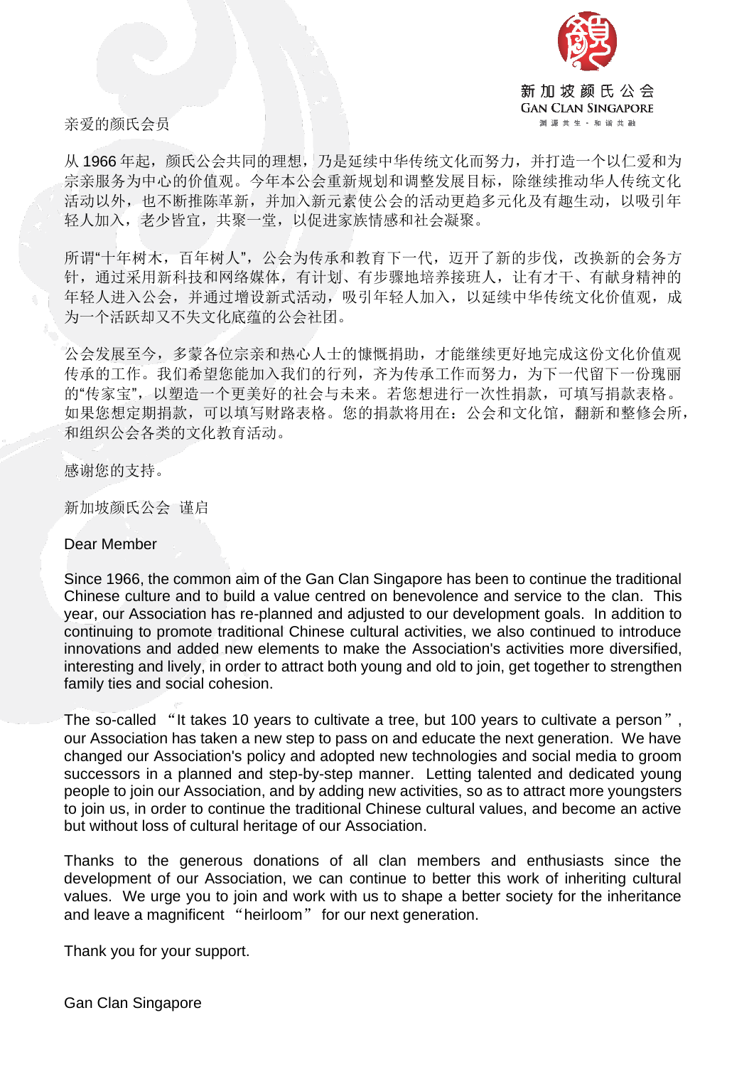新加坡颜氏公会
GAN CLAN SINGAPORE
渊源共生 · 和谐共融

亲爱的颜氏会员

从 1966 年起，颜氏公会共同的理想，乃是延续中华传统文化而努力，并打造一个以仁爱和为宗亲服务为中心的价值观。今年本公会重新规划和调整发展目标，除继续推动华人传统文化活动以外，也不断推陈革新，并加入新元素使公会的活动更趋多元化及有趣生动，以吸引年轻人加入，老少皆宜，共聚一堂，以促进家族情感和社会凝聚。

所谓"十年树木，百年树人"，公会为传承和教育下一代，迈开了新的步伐，改换新的会务方针，通过采用新科技和网络媒体，有计划、有步骤地培养接班人，让有才干、有献身精神的年轻人进入公会，并通过增设新式活动，吸引年轻人加入，以延续中华传统文化价值观，成为一个活跃却又不失文化底蕴的公会社团。

公会发展至今，多蒙各位宗亲和热心人士的慷慨捐助，才能继续更好地完成这份文化价值观传承的工作。我们希望您能加入我们的行列，齐为传承工作而努力，为下一代留下一份瑰丽的"传家宝"，以塑造一个更美好的社会与未来。若您想进行一次性捐款，可填写捐款表格。如果您想定期捐款，可以填写财路表格。您的捐款将用在：公会和文化馆，翻新和整修会所，和组织公会各类的文化教育活动。

感谢您的支持。

新加坡颜氏公会 谨启

Dear Member

Since 1966, the common aim of the Gan Clan Singapore has been to continue the traditional Chinese culture and to build a value centred on benevolence and service to the clan. This year, our Association has re-planned and adjusted to our development goals. In addition to continuing to promote traditional Chinese cultural activities, we also continued to introduce innovations and added new elements to make the Association's activities more diversified, interesting and lively, in order to attract both young and old to join, get together to strengthen family ties and social cohesion.

The so-called "It takes 10 years to cultivate a tree, but 100 years to cultivate a person", our Association has taken a new step to pass on and educate the next generation. We have changed our Association's policy and adopted new technologies and social media to groom successors in a planned and step-by-step manner. Letting talented and dedicated young people to join our Association, and by adding new activities, so as to attract more youngsters to join us, in order to continue the traditional Chinese cultural values, and become an active but without loss of cultural heritage of our Association.

Thanks to the generous donations of all clan members and enthusiasts since the development of our Association, we can continue to better this work of inheriting cultural values. We urge you to join and work with us to shape a better society for the inheritance and leave a magnificent "heirloom" for our next generation.

Thank you for your support.

Gan Clan Singapore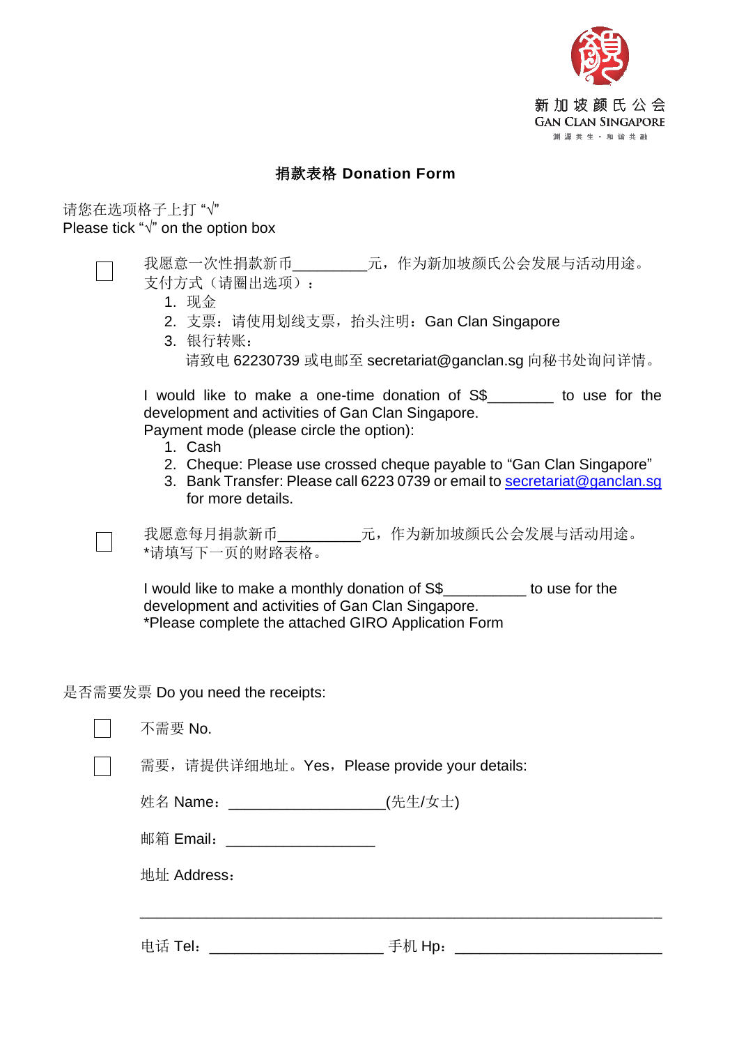新加坡颜氏公会
GAN CLAN SINGAPORE
渊源共生 · 和谐共融

# 捐款表格 Donation Form

请您在选项格子上打 “√”
Please tick “√” on the option box

☐ 我愿意一次性捐款新币_________元，作为新加坡颜氏公会发展与活动用途。
支付方式（请圈出选项）：

1. 现金
2. 支票：请使用划线支票，抬头注明：Gan Clan Singapore
3. 银行转账：
   请致电 62230739 或电邮至 secretariat@ganclan.sg 向秘书处询问详情。

I would like to make a one-time donation of S$________ to use for the development and activities of Gan Clan Singapore.
Payment mode (please circle the option):

1. Cash
2. Cheque: Please use crossed cheque payable to “Gan Clan Singapore”
3. Bank Transfer: Please call 6223 0739 or email to secretariat@ganclan.sg for more details.

☐ 我愿意每月捐款新币__________元，作为新加坡颜氏公会发展与活动用途。
*请填写下一页的财路表格。

I would like to make a monthly donation of S$__________ to use for the development and activities of Gan Clan Singapore.
*Please complete the attached GIRO Application Form

是否需要发票 Do you need the receipts:

☐ 不需要 No.

☐ 需要，请提供详细地址。Yes，Please provide your details:

姓名 Name：__________________(先生/女士)

邮箱 Email：__________________

地址 Address：

______________________________________________________________

电话 Tel：_____________________ 手机 Hp：_________________________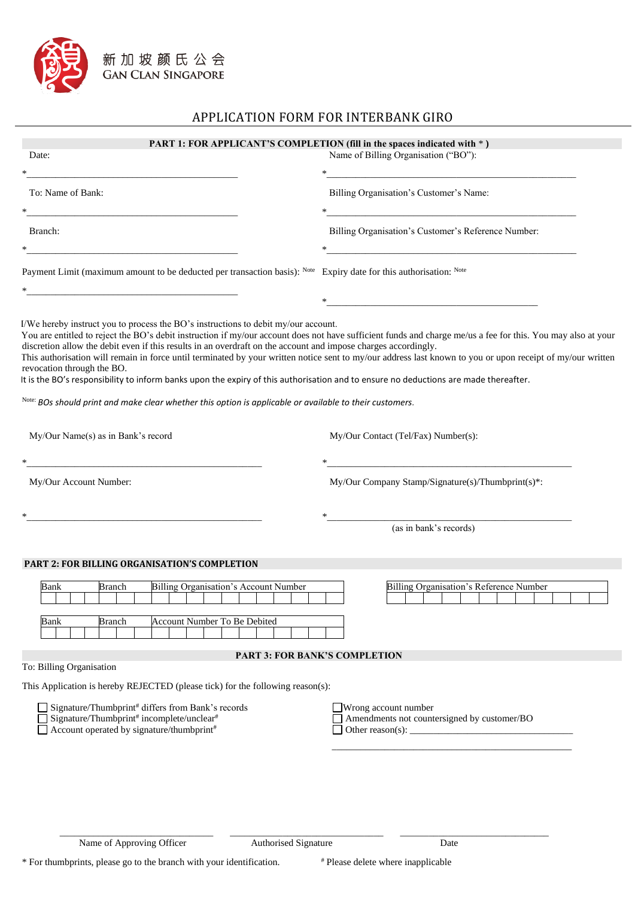新加坡颜氏公会
GAN CLAN SINGAPORE

# APPLICATION FORM FOR INTERBANK GIRO

## PART 1: FOR APPLICANT'S COMPLETION (fill in the spaces indicated with * )

Date:

*______________________________________________

Name of Billing Organisation ("BO"):

*______________________________________________

To: Name of Bank:

*______________________________________________

Billing Organisation's Customer's Name:

*______________________________________________

Branch:

*______________________________________________

Billing Organisation's Customer's Reference Number:

*______________________________________________

Payment Limit (maximum amount to be deducted per transaction basis): Note

*______________________________________________

Expiry date for this authorisation: Note

*______________________________________________

I/We hereby instruct you to process the BO's instructions to debit my/our account.
You are entitled to reject the BO's debit instruction if my/our account does not have sufficient funds and charge me/us a fee for this. You may also at your discretion allow the debit even if this results in an overdraft on the account and impose charges accordingly.
This authorisation will remain in force until terminated by your written notice sent to my/our address last known to you or upon receipt of my/our written revocation through the BO.
It is the BO's responsibility to inform banks upon the expiry of this authorisation and to ensure no deductions are made thereafter.

Note: *BOs should print and make clear whether this option is applicable or available to their customers.*

My/Our Name(s) as in Bank's record

*______________________________________________

My/Our Contact (Tel/Fax) Number(s):

*______________________________________________

My/Our Account Number:

*______________________________________________

My/Our Company Stamp/Signature(s)/Thumbprint(s)*:

*______________________________________________
(as in bank's records)

## PART 2: FOR BILLING ORGANISATION'S COMPLETION

| Bank | | | | Branch | | | Billing Organisation's Account Number | | | | | | | | | | |
|---|---|---|---|---|---|---|---|---|---|---|---|---|---|---|---|---|---|
| | | | | | | | | | | | | | | | | | |

| Billing Organisation's Reference Number | | | | | | | | | | | |
|---|---|---|---|---|---|---|---|---|---|---|---|
| | | | | | | | | | | | |

| Bank | | | | Branch | | | Account Number To Be Debited | | | | | | | | | | |
|---|---|---|---|---|---|---|---|---|---|---|---|---|---|---|---|---|---|
| | | | | | | | | | | | | | | | | | |

## PART 3: FOR BANK'S COMPLETION

To: Billing Organisation

This Application is hereby REJECTED (please tick) for the following reason(s):

- ☐ Signature/Thumbprint# differs from Bank's records
- ☐ Signature/Thumbprint# incomplete/unclear#
- ☐ Account operated by signature/thumbprint#
- ☐ Wrong account number
- ☐ Amendments not countersigned by customer/BO
- ☐ Other reason(s): ______________________________________________

______________________________________________

| ______________________ | ______________________ | ______________________ |
|---|---|---|
| Name of Approving Officer | Authorised Signature | Date |

* For thumbprints, please go to the branch with your identification.

# Please delete where inapplicable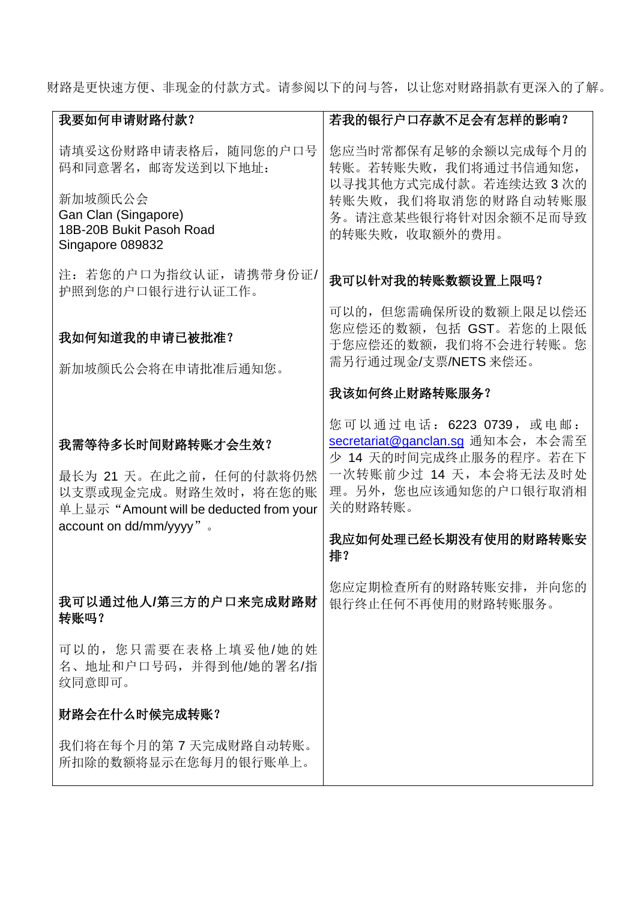财路是更快速方便、非现金的付款方式。请参阅以下的问与答，以让您对财路捐款有更深入的了解。

**我要如何申请财路付款?**

请填妥这份财路申请表格后，随同您的户口号码和同意署名，邮寄发送到以下地址：

新加坡颜氏公会
Gan Clan (Singapore)
18B-20B Bukit Pasoh Road
Singapore 089832

注：若您的户口为指纹认证，请携带身份证/护照到您的户口银行进行认证工作。

**我如何知道我的申请已被批准?**

新加坡颜氏公会将在申请批准后通知您。

**我需等待多长时间财路转账才会生效?**

最长为 21 天。在此之前，任何的付款将仍然以支票或现金完成。财路生效时，将在您的账单上显示“Amount will be deducted from your account on dd/mm/yyyy”。

**我可以通过他人/第三方的户口来完成财路财转账吗?**

可以的，您只需要在表格上填妥他/她的姓名、地址和户口号码，并得到他/她的署名/指纹同意即可。

**财路会在什么时候完成转账?**

我们将在每个月的第 7 天完成财路自动转账。所扣除的数额将显示在您每月的银行账单上。

**若我的银行户口存款不足会有怎样的影响?**

您应当时常都保有足够的余额以完成每个月的转账。若转账失败，我们将通过书信通知您，以寻找其他方式完成付款。若连续达致 3 次的转账失败，我们将取消您的财路自动转账服务。请注意某些银行将针对因余额不足而导致的转账失败，收取额外的费用。

**我可以针对我的转账数额设置上限吗?**

可以的，但您需确保所设的数额上限足以偿还您应偿还的数额，包括 GST。若您的上限低于您应偿还的数额，我们将不会进行转账。您需另行通过现金/支票/NETS 来偿还。

**我该如何终止财路转账服务?**

您可以通过电话：6223 0739，或电邮：secretariat@ganclan.sg 通知本会，本会需至少 14 天的时间完成终止服务的程序。若在下一次转账前少过 14 天，本会将无法及时处理。另外，您也应该通知您的户口银行取消相关的财路转账。

**我应如何处理已经长期没有使用的财路转账安排?**

您应定期检查所有的财路转账安排，并向您的银行终止任何不再使用的财路转账服务。